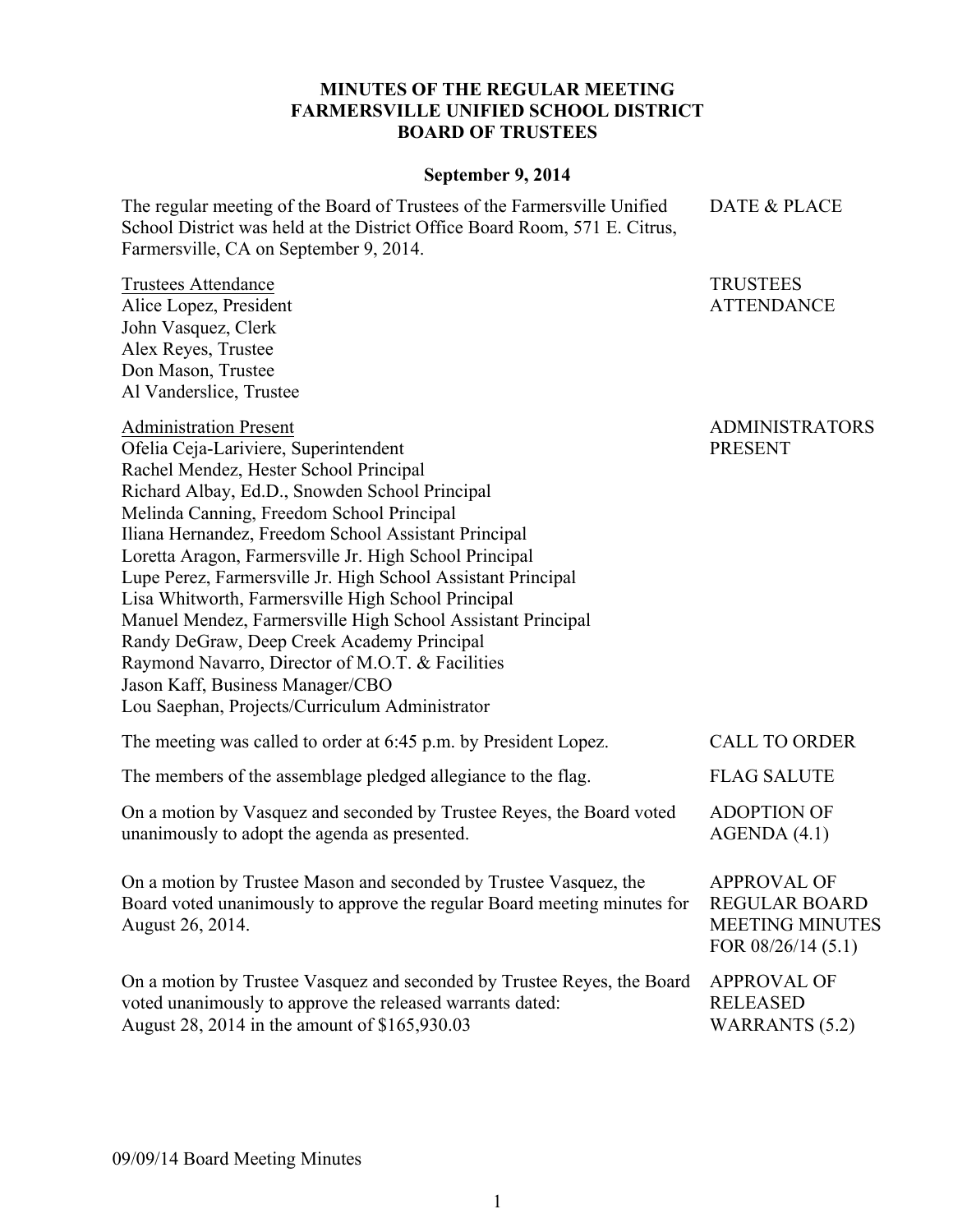# MINUTES OF THE REGULAR MEETING
# FARMERSVILLE UNIFIED SCHOOL DISTRICT
# BOARD OF TRUSTEES

**September 9, 2014**

**DATE & PLACE**

The regular meeting of the Board of Trustees of the Farmersville Unified School District was held at the District Office Board Room, 571 E. Citrus, Farmersville, CA on September 9, 2014.

**TRUSTEES ATTENDANCE**

Trustees Attendance
Alice Lopez, President
John Vasquez, Clerk
Alex Reyes, Trustee
Don Mason, Trustee
Al Vanderslice, Trustee

**ADMINISTRATORS PRESENT**

Administration Present
Ofelia Ceja-Lariviere, Superintendent
Rachel Mendez, Hester School Principal
Richard Albay, Ed.D., Snowden School Principal
Melinda Canning, Freedom School Principal
Iliana Hernandez, Freedom School Assistant Principal
Loretta Aragon, Farmersville Jr. High School Principal
Lupe Perez, Farmersville Jr. High School Assistant Principal
Lisa Whitworth, Farmersville High School Principal
Manuel Mendez, Farmersville High School Assistant Principal
Randy DeGraw, Deep Creek Academy Principal
Raymond Navarro, Director of M.O.T. & Facilities
Jason Kaff, Business Manager/CBO
Lou Saephan, Projects/Curriculum Administrator

**CALL TO ORDER**

The meeting was called to order at 6:45 p.m. by President Lopez.

**FLAG SALUTE**

The members of the assemblage pledged allegiance to the flag.

**ADOPTION OF AGENDA (4.1)**

On a motion by Vasquez and seconded by Trustee Reyes, the Board voted unanimously to adopt the agenda as presented.

**APPROVAL OF REGULAR BOARD MEETING MINUTES FOR 08/26/14 (5.1)**

On a motion by Trustee Mason and seconded by Trustee Vasquez, the Board voted unanimously to approve the regular Board meeting minutes for August 26, 2014.

**APPROVAL OF RELEASED WARRANTS (5.2)**

On a motion by Trustee Vasquez and seconded by Trustee Reyes, the Board voted unanimously to approve the released warrants dated:
August 28, 2014 in the amount of $165,930.03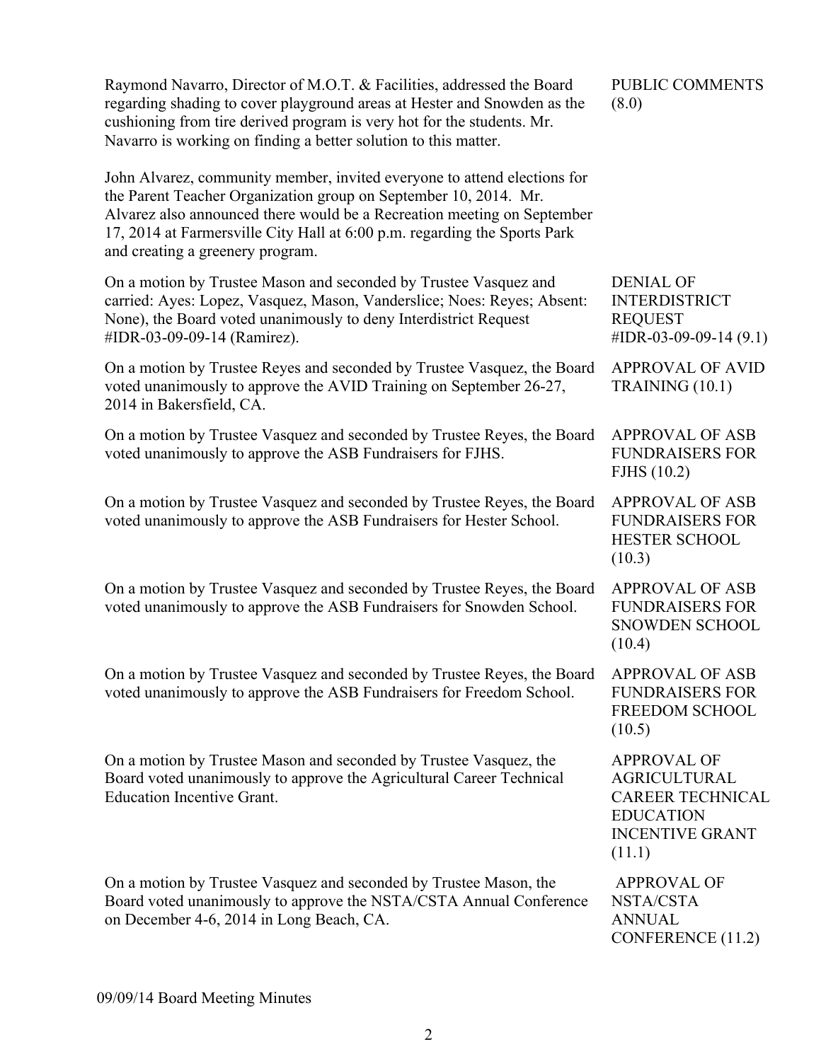| | |
|---|---|
| Raymond Navarro, Director of M.O.T. & Facilities, addressed the Board regarding shading to cover playground areas at Hester and Snowden as the cushioning from tire derived program is very hot for the students. Mr. Navarro is working on finding a better solution to this matter.<br><br>John Alvarez, community member, invited everyone to attend elections for the Parent Teacher Organization group on September 10, 2014. Mr. Alvarez also announced there would be a Recreation meeting on September 17, 2014 at Farmersville City Hall at 6:00 p.m. regarding the Sports Park and creating a greenery program. | PUBLIC COMMENTS (8.0) |
| On a motion by Trustee Mason and seconded by Trustee Vasquez and carried: Ayes: Lopez, Vasquez, Mason, Vanderslice; Noes: Reyes; Absent: None), the Board voted unanimously to deny Interdistrict Request #IDR-03-09-09-14 (Ramirez). | DENIAL OF INTERDISTRICT REQUEST #IDR-03-09-09-14 (9.1) |
| On a motion by Trustee Reyes and seconded by Trustee Vasquez, the Board voted unanimously to approve the AVID Training on September 26-27, 2014 in Bakersfield, CA. | APPROVAL OF AVID TRAINING (10.1) |
| On a motion by Trustee Vasquez and seconded by Trustee Reyes, the Board voted unanimously to approve the ASB Fundraisers for FJHS. | APPROVAL OF ASB FUNDRAISERS FOR FJHS (10.2) |
| On a motion by Trustee Vasquez and seconded by Trustee Reyes, the Board voted unanimously to approve the ASB Fundraisers for Hester School. | APPROVAL OF ASB FUNDRAISERS FOR HESTER SCHOOL (10.3) |
| On a motion by Trustee Vasquez and seconded by Trustee Reyes, the Board voted unanimously to approve the ASB Fundraisers for Snowden School. | APPROVAL OF ASB FUNDRAISERS FOR SNOWDEN SCHOOL (10.4) |
| On a motion by Trustee Vasquez and seconded by Trustee Reyes, the Board voted unanimously to approve the ASB Fundraisers for Freedom School. | APPROVAL OF ASB FUNDRAISERS FOR FREEDOM SCHOOL (10.5) |
| On a motion by Trustee Mason and seconded by Trustee Vasquez, the Board voted unanimously to approve the Agricultural Career Technical Education Incentive Grant. | APPROVAL OF AGRICULTURAL CAREER TECHNICAL EDUCATION INCENTIVE GRANT (11.1) |
| On a motion by Trustee Vasquez and seconded by Trustee Mason, the Board voted unanimously to approve the NSTA/CSTA Annual Conference on December 4-6, 2014 in Long Beach, CA. | APPROVAL OF NSTA/CSTA ANNUAL CONFERENCE (11.2) |

09/09/14 Board Meeting Minutes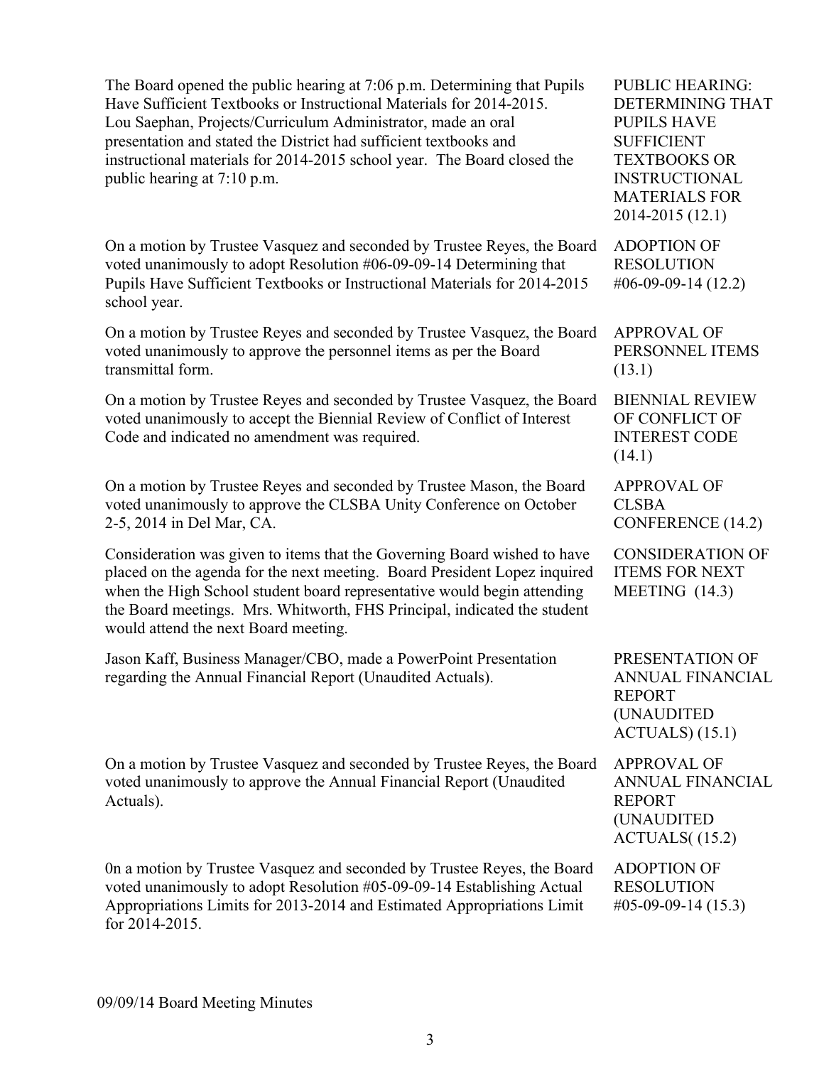The Board opened the public hearing at 7:06 p.m. Determining that Pupils Have Sufficient Textbooks or Instructional Materials for 2014-2015. Lou Saephan, Projects/Curriculum Administrator, made an oral presentation and stated the District had sufficient textbooks and instructional materials for 2014-2015 school year. The Board closed the public hearing at 7:10 p.m.

PUBLIC HEARING: DETERMINING THAT PUPILS HAVE SUFFICIENT TEXTBOOKS OR INSTRUCTIONAL MATERIALS FOR 2014-2015 (12.1)

On a motion by Trustee Vasquez and seconded by Trustee Reyes, the Board voted unanimously to adopt Resolution #06-09-09-14 Determining that Pupils Have Sufficient Textbooks or Instructional Materials for 2014-2015 school year.

ADOPTION OF RESOLUTION #06-09-09-14 (12.2)

On a motion by Trustee Reyes and seconded by Trustee Vasquez, the Board voted unanimously to approve the personnel items as per the Board transmittal form.

APPROVAL OF PERSONNEL ITEMS (13.1)

On a motion by Trustee Reyes and seconded by Trustee Vasquez, the Board voted unanimously to accept the Biennial Review of Conflict of Interest Code and indicated no amendment was required.

BIENNIAL REVIEW OF CONFLICT OF INTEREST CODE (14.1)

On a motion by Trustee Reyes and seconded by Trustee Mason, the Board voted unanimously to approve the CLSBA Unity Conference on October 2-5, 2014 in Del Mar, CA.

APPROVAL OF CLSBA CONFERENCE (14.2)

Consideration was given to items that the Governing Board wished to have placed on the agenda for the next meeting. Board President Lopez inquired when the High School student board representative would begin attending the Board meetings. Mrs. Whitworth, FHS Principal, indicated the student would attend the next Board meeting.

CONSIDERATION OF ITEMS FOR NEXT MEETING (14.3)

Jason Kaff, Business Manager/CBO, made a PowerPoint Presentation regarding the Annual Financial Report (Unaudited Actuals).

PRESENTATION OF ANNUAL FINANCIAL REPORT (UNAUDITED ACTUALS) (15.1)

On a motion by Trustee Vasquez and seconded by Trustee Reyes, the Board voted unanimously to approve the Annual Financial Report (Unaudited Actuals).

APPROVAL OF ANNUAL FINANCIAL REPORT (UNAUDITED ACTUALS( (15.2)

0n a motion by Trustee Vasquez and seconded by Trustee Reyes, the Board voted unanimously to adopt Resolution #05-09-09-14 Establishing Actual Appropriations Limits for 2013-2014 and Estimated Appropriations Limit for 2014-2015.

ADOPTION OF RESOLUTION #05-09-09-14 (15.3)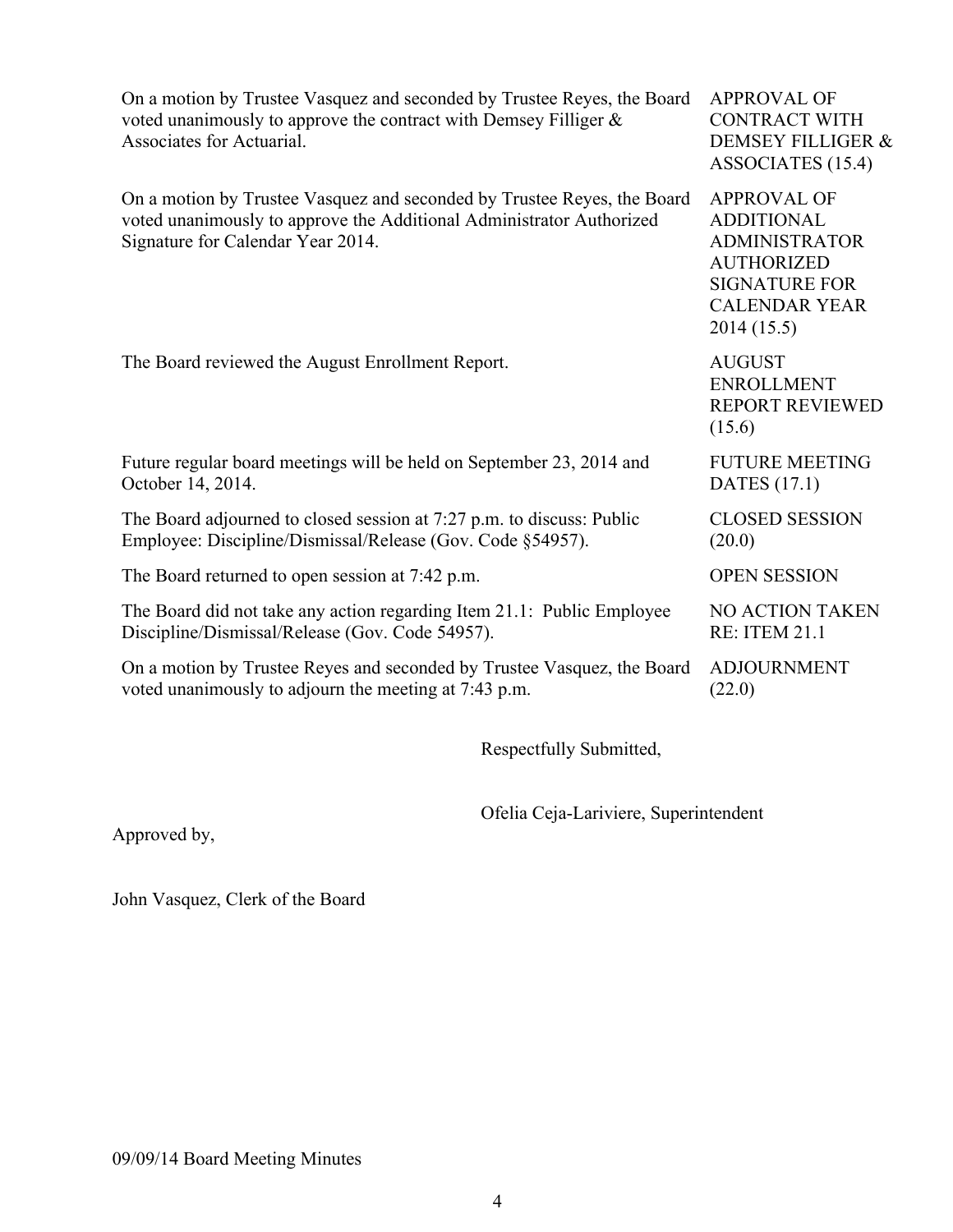| | |
|---|---|
| On a motion by Trustee Vasquez and seconded by Trustee Reyes, the Board voted unanimously to approve the contract with Demsey Filliger & Associates for Actuarial. | APPROVAL OF CONTRACT WITH DEMSEY FILLIGER & ASSOCIATES (15.4) |
| On a motion by Trustee Vasquez and seconded by Trustee Reyes, the Board voted unanimously to approve the Additional Administrator Authorized Signature for Calendar Year 2014. | APPROVAL OF ADDITIONAL ADMINISTRATOR AUTHORIZED SIGNATURE FOR CALENDAR YEAR 2014 (15.5) |
| The Board reviewed the August Enrollment Report. | AUGUST ENROLLMENT REPORT REVIEWED (15.6) |
| Future regular board meetings will be held on September 23, 2014 and October 14, 2014. | FUTURE MEETING DATES (17.1) |
| The Board adjourned to closed session at 7:27 p.m. to discuss: Public Employee: Discipline/Dismissal/Release (Gov. Code §54957). | CLOSED SESSION (20.0) |
| The Board returned to open session at 7:42 p.m. | OPEN SESSION |
| The Board did not take any action regarding Item 21.1: Public Employee Discipline/Dismissal/Release (Gov. Code 54957). | NO ACTION TAKEN RE: ITEM 21.1 |
| On a motion by Trustee Reyes and seconded by Trustee Vasquez, the Board voted unanimously to adjourn the meeting at 7:43 p.m. | ADJOURNMENT (22.0) |

Respectfully Submitted,

Ofelia Ceja-Lariviere, Superintendent

Approved by,

John Vasquez, Clerk of the Board

09/09/14 Board Meeting Minutes